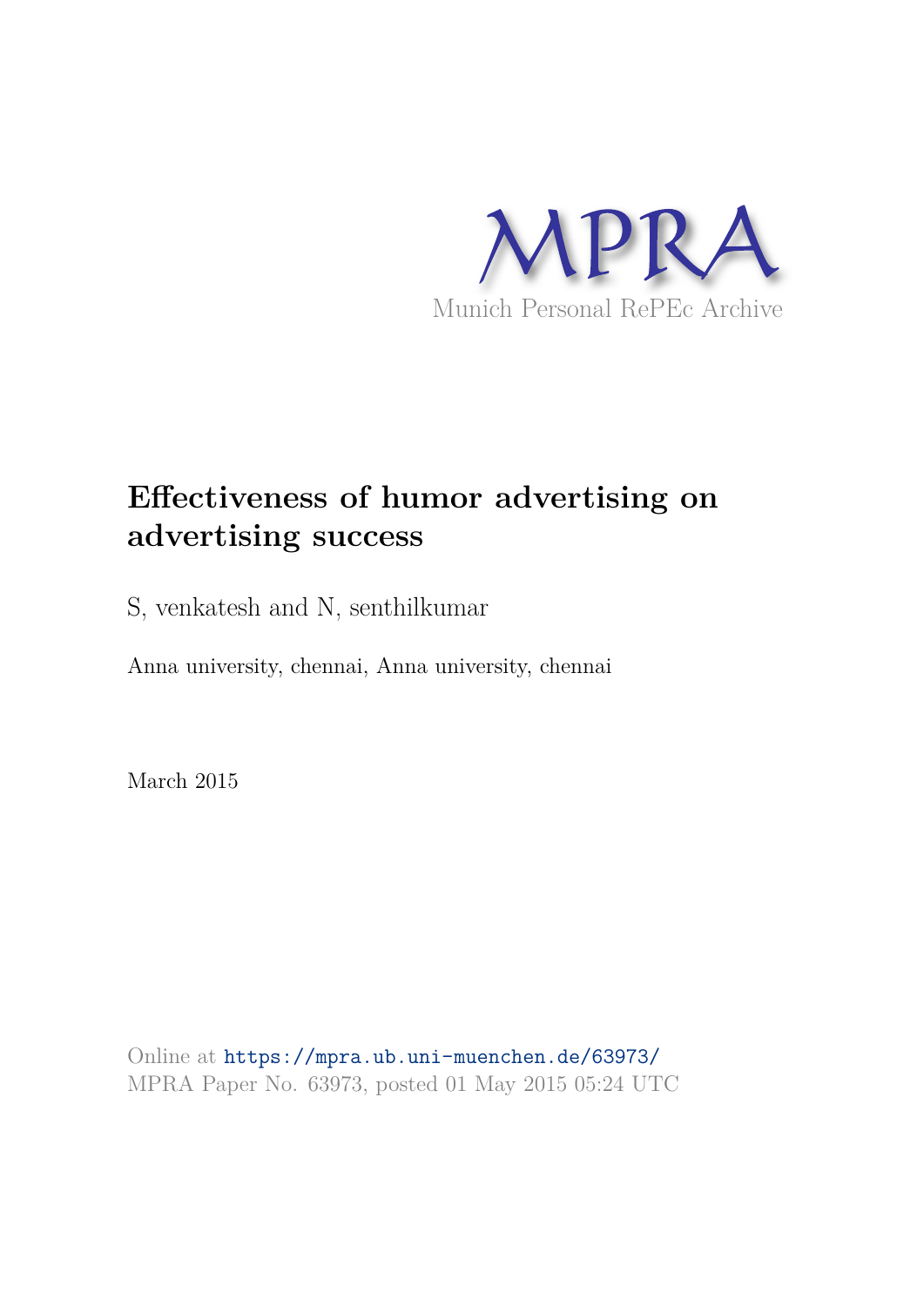MPRA

Munich Personal RePEc Archive

# Effectiveness of humor advertising on advertising success

S, venkatesh and N, senthilkumar

Anna university, chennai, Anna university, chennai

March 2015

Online at https://mpra.ub.uni-muenchen.de/63973/
MPRA Paper No. 63973, posted 01 May 2015 05:24 UTC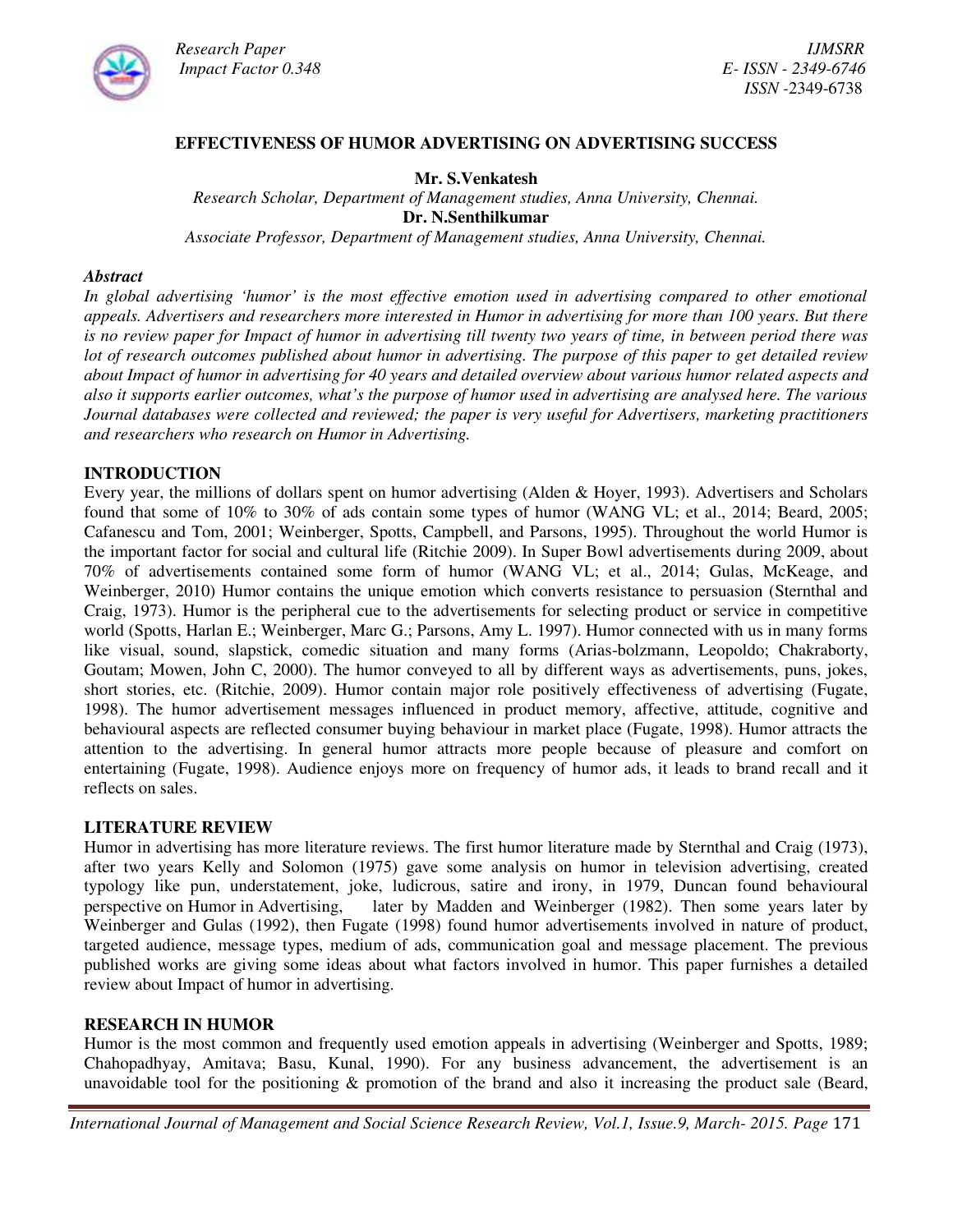# EFFECTIVENESS OF HUMOR ADVERTISING ON ADVERTISING SUCCESS

**Mr. S.Venkatesh**

*Research Scholar, Department of Management studies, Anna University, Chennai.*

**Dr. N.Senthilkumar**

*Associate Professor, Department of Management studies, Anna University, Chennai.*

***Abstract***

*In global advertising 'humor' is the most effective emotion used in advertising compared to other emotional appeals. Advertisers and researchers more interested in Humor in advertising for more than 100 years. But there is no review paper for Impact of humor in advertising till twenty two years of time, in between period there was lot of research outcomes published about humor in advertising. The purpose of this paper to get detailed review about Impact of humor in advertising for 40 years and detailed overview about various humor related aspects and also it supports earlier outcomes, what's the purpose of humor used in advertising are analysed here. The various Journal databases were collected and reviewed; the paper is very useful for Advertisers, marketing practitioners and researchers who research on Humor in Advertising.*

## INTRODUCTION

Every year, the millions of dollars spent on humor advertising (Alden & Hoyer, 1993). Advertisers and Scholars found that some of 10% to 30% of ads contain some types of humor (WANG VL; et al., 2014; Beard, 2005; Cafanescu and Tom, 2001; Weinberger, Spotts, Campbell, and Parsons, 1995). Throughout the world Humor is the important factor for social and cultural life (Ritchie 2009). In Super Bowl advertisements during 2009, about 70% of advertisements contained some form of humor (WANG VL; et al., 2014; Gulas, McKeage, and Weinberger, 2010) Humor contains the unique emotion which converts resistance to persuasion (Sternthal and Craig, 1973). Humor is the peripheral cue to the advertisements for selecting product or service in competitive world (Spotts, Harlan E.; Weinberger, Marc G.; Parsons, Amy L. 1997). Humor connected with us in many forms like visual, sound, slapstick, comedic situation and many forms (Arias-bolzmann, Leopoldo; Chakraborty, Goutam; Mowen, John C, 2000). The humor conveyed to all by different ways as advertisements, puns, jokes, short stories, etc. (Ritchie, 2009). Humor contain major role positively effectiveness of advertising (Fugate, 1998). The humor advertisement messages influenced in product memory, affective, attitude, cognitive and behavioural aspects are reflected consumer buying behaviour in market place (Fugate, 1998). Humor attracts the attention to the advertising. In general humor attracts more people because of pleasure and comfort on entertaining (Fugate, 1998). Audience enjoys more on frequency of humor ads, it leads to brand recall and it reflects on sales.

## LITERATURE REVIEW

Humor in advertising has more literature reviews. The first humor literature made by Sternthal and Craig (1973), after two years Kelly and Solomon (1975) gave some analysis on humor in television advertising, created typology like pun, understatement, joke, ludicrous, satire and irony, in 1979, Duncan found behavioural perspective on Humor in Advertising, later by Madden and Weinberger (1982). Then some years later by Weinberger and Gulas (1992), then Fugate (1998) found humor advertisements involved in nature of product, targeted audience, message types, medium of ads, communication goal and message placement. The previous published works are giving some ideas about what factors involved in humor. This paper furnishes a detailed review about Impact of humor in advertising.

## RESEARCH IN HUMOR

Humor is the most common and frequently used emotion appeals in advertising (Weinberger and Spotts, 1989; Chahopadhyay, Amitava; Basu, Kunal, 1990). For any business advancement, the advertisement is an unavoidable tool for the positioning & promotion of the brand and also it increasing the product sale (Beard,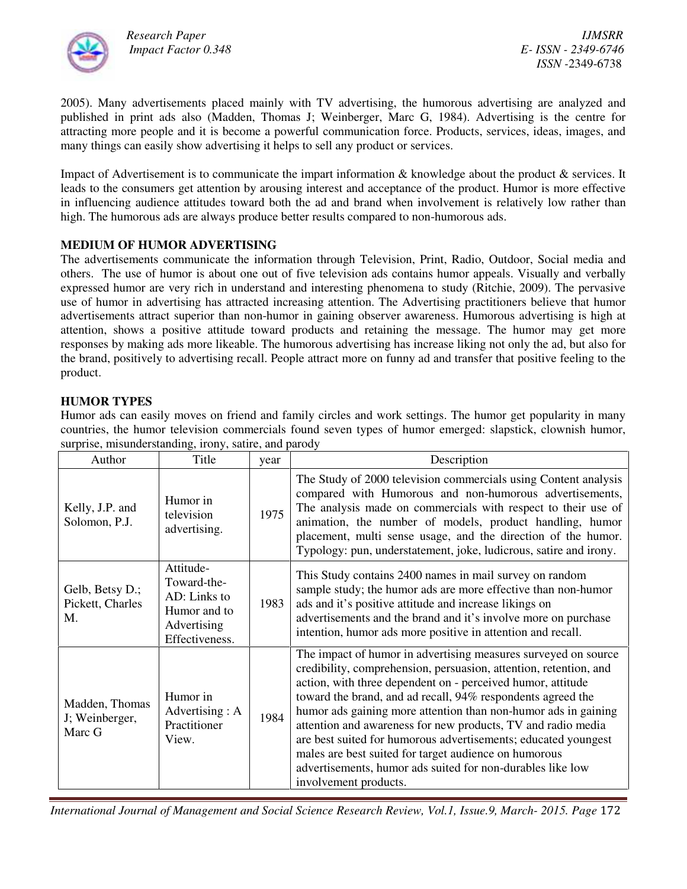2005). Many advertisements placed mainly with TV advertising, the humorous advertising are analyzed and published in print ads also (Madden, Thomas J; Weinberger, Marc G, 1984). Advertising is the centre for attracting more people and it is become a powerful communication force. Products, services, ideas, images, and many things can easily show advertising it helps to sell any product or services.

Impact of Advertisement is to communicate the impart information & knowledge about the product & services. It leads to the consumers get attention by arousing interest and acceptance of the product. Humor is more effective in influencing audience attitudes toward both the ad and brand when involvement is relatively low rather than high. The humorous ads are always produce better results compared to non-humorous ads.

**MEDIUM OF HUMOR ADVERTISING**

The advertisements communicate the information through Television, Print, Radio, Outdoor, Social media and others. The use of humor is about one out of five television ads contains humor appeals. Visually and verbally expressed humor are very rich in understand and interesting phenomena to study (Ritchie, 2009). The pervasive use of humor in advertising has attracted increasing attention. The Advertising practitioners believe that humor advertisements attract superior than non-humor in gaining observer awareness. Humorous advertising is high at attention, shows a positive attitude toward products and retaining the message. The humor may get more responses by making ads more likeable. The humorous advertising has increase liking not only the ad, but also for the brand, positively to advertising recall. People attract more on funny ad and transfer that positive feeling to the product.

**HUMOR TYPES**

Humor ads can easily moves on friend and family circles and work settings. The humor get popularity in many countries, the humor television commercials found seven types of humor emerged: slapstick, clownish humor, surprise, misunderstanding, irony, satire, and parody

| Author | Title | year | Description |
|---|---|---|---|
| Kelly, J.P. and Solomon, P.J. | Humor in television advertising. | 1975 | The Study of 2000 television commercials using Content analysis compared with Humorous and non-humorous advertisements, The analysis made on commercials with respect to their use of animation, the number of models, product handling, humor placement, multi sense usage, and the direction of the humor. Typology: pun, understatement, joke, ludicrous, satire and irony. |
| Gelb, Betsy D.; Pickett, Charles M. | Attitude-Toward-the-AD: Links to Humor and to Advertising Effectiveness. | 1983 | This Study contains 2400 names in mail survey on random sample study; the humor ads are more effective than non-humor ads and it's positive attitude and increase likings on advertisements and the brand and it's involve more on purchase intention, humor ads more positive in attention and recall. |
| Madden, Thomas J; Weinberger, Marc G | Humor in Advertising : A Practitioner View. | 1984 | The impact of humor in advertising measures surveyed on source credibility, comprehension, persuasion, attention, retention, and action, with three dependent on - perceived humor, attitude toward the brand, and ad recall, 94% respondents agreed the humor ads gaining more attention than non-humor ads in gaining attention and awareness for new products, TV and radio media are best suited for humorous advertisements; educated youngest males are best suited for target audience on humorous advertisements, humor ads suited for non-durables like low involvement products. |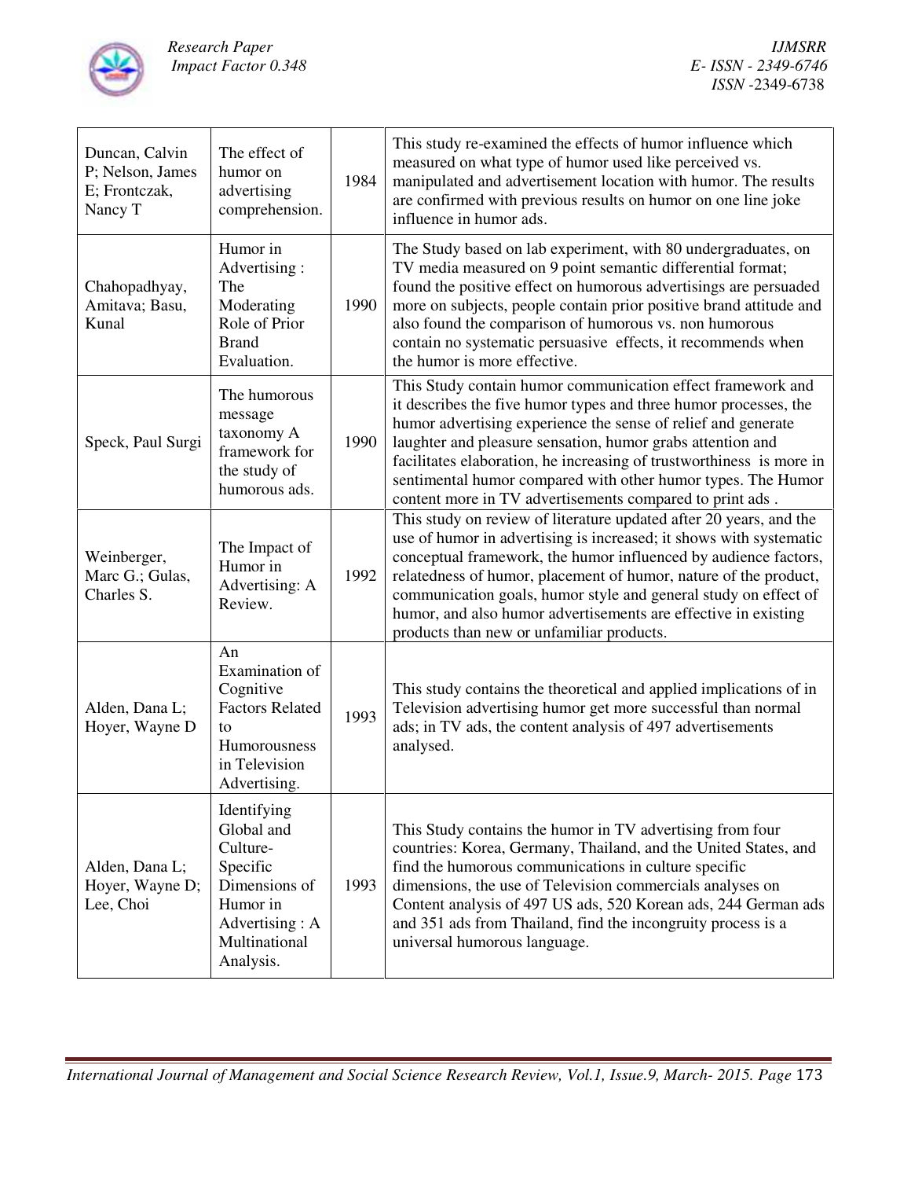| | | | |
|---|---|---|---|
| Duncan, Calvin P; Nelson, James E; Frontczak, Nancy T | The effect of humor on advertising comprehension. | 1984 | This study re-examined the effects of humor influence which measured on what type of humor used like perceived vs. manipulated and advertisement location with humor. The results are confirmed with previous results on humor on one line joke influence in humor ads. |
| Chahopadhyay, Amitava; Basu, Kunal | Humor in Advertising : The Moderating Role of Prior Brand Evaluation. | 1990 | The Study based on lab experiment, with 80 undergraduates, on TV media measured on 9 point semantic differential format; found the positive effect on humorous advertisings are persuaded more on subjects, people contain prior positive brand attitude and also found the comparison of humorous vs. non humorous contain no systematic persuasive effects, it recommends when the humor is more effective. |
| Speck, Paul Surgi | The humorous message taxonomy A framework for the study of humorous ads. | 1990 | This Study contain humor communication effect framework and it describes the five humor types and three humor processes, the humor advertising experience the sense of relief and generate laughter and pleasure sensation, humor grabs attention and facilitates elaboration, he increasing of trustworthiness is more in sentimental humor compared with other humor types. The Humor content more in TV advertisements compared to print ads . |
| Weinberger, Marc G.; Gulas, Charles S. | The Impact of Humor in Advertising: A Review. | 1992 | This study on review of literature updated after 20 years, and the use of humor in advertising is increased; it shows with systematic conceptual framework, the humor influenced by audience factors, relatedness of humor, placement of humor, nature of the product, communication goals, humor style and general study on effect of humor, and also humor advertisements are effective in existing products than new or unfamiliar products. |
| Alden, Dana L; Hoyer, Wayne D | An Examination of Cognitive Factors Related to Humorousness in Television Advertising. | 1993 | This study contains the theoretical and applied implications of in Television advertising humor get more successful than normal ads; in TV ads, the content analysis of 497 advertisements analysed. |
| Alden, Dana L; Hoyer, Wayne D; Lee, Choi | Identifying Global and Culture-Specific Dimensions of Humor in Advertising : A Multinational Analysis. | 1993 | This Study contains the humor in TV advertising from four countries: Korea, Germany, Thailand, and the United States, and find the humorous communications in culture specific dimensions, the use of Television commercials analyses on Content analysis of 497 US ads, 520 Korean ads, 244 German ads and 351 ads from Thailand, find the incongruity process is a universal humorous language. |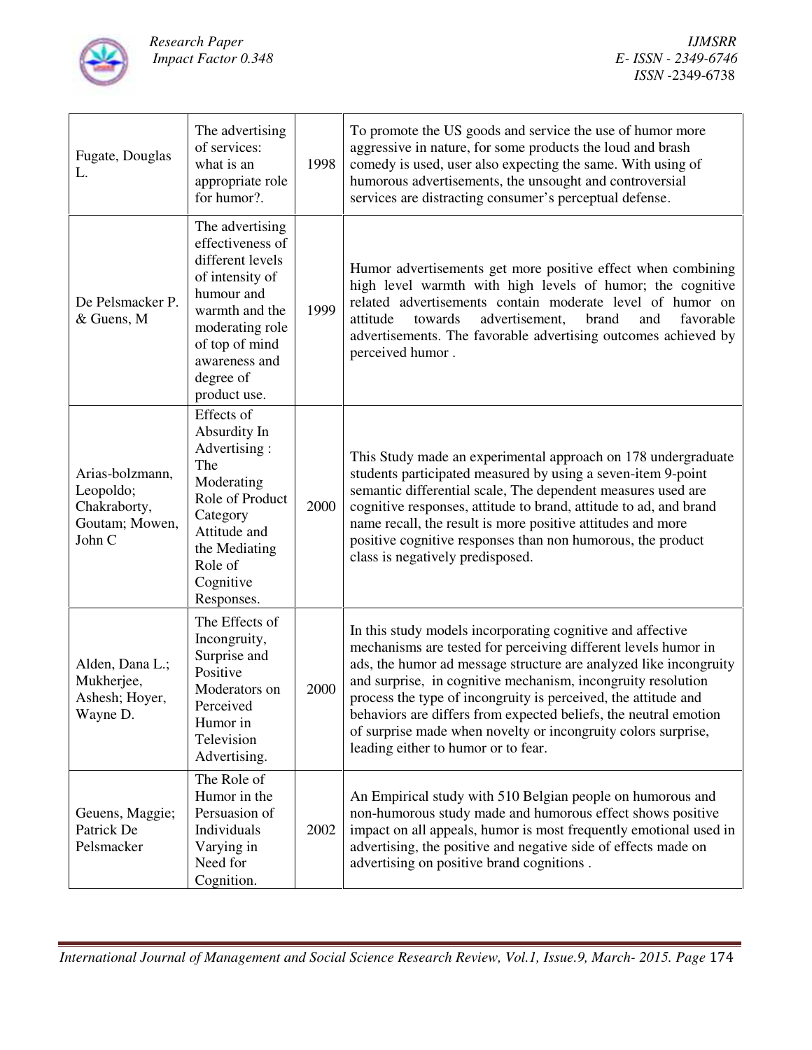| Fugate, Douglas L. | The advertising of services: what is an appropriate role for humor?. | 1998 | To promote the US goods and service the use of humor more aggressive in nature, for some products the loud and brash comedy is used, user also expecting the same. With using of humorous advertisements, the unsought and controversial services are distracting consumer's perceptual defense. |
|---|---|---|---|
| De Pelsmacker P. & Guens, M | The advertising effectiveness of different levels of intensity of humour and warmth and the moderating role of top of mind awareness and degree of product use. | 1999 | Humor advertisements get more positive effect when combining high level warmth with high levels of humor; the cognitive related advertisements contain moderate level of humor on attitude towards advertisement, brand and favorable advertisements. The favorable advertising outcomes achieved by perceived humor . |
| Arias-bolzmann, Leopoldo; Chakraborty, Goutam; Mowen, John C | Effects of Absurdity In Advertising : The Moderating Role of Product Category Attitude and the Mediating Role of Cognitive Responses. | 2000 | This Study made an experimental approach on 178 undergraduate students participated measured by using a seven-item 9-point semantic differential scale, The dependent measures used are cognitive responses, attitude to brand, attitude to ad, and brand name recall, the result is more positive attitudes and more positive cognitive responses than non humorous, the product class is negatively predisposed. |
| Alden, Dana L.; Mukherjee, Ashesh; Hoyer, Wayne D. | The Effects of Incongruity, Surprise and Positive Moderators on Perceived Humor in Television Advertising. | 2000 | In this study models incorporating cognitive and affective mechanisms are tested for perceiving different levels humor in ads, the humor ad message structure are analyzed like incongruity and surprise, in cognitive mechanism, incongruity resolution process the type of incongruity is perceived, the attitude and behaviors are differs from expected beliefs, the neutral emotion of surprise made when novelty or incongruity colors surprise, leading either to humor or to fear. |
| Geuens, Maggie; Patrick De Pelsmacker | The Role of Humor in the Persuasion of Individuals Varying in Need for Cognition. | 2002 | An Empirical study with 510 Belgian people on humorous and non-humorous study made and humorous effect shows positive impact on all appeals, humor is most frequently emotional used in advertising, the positive and negative side of effects made on advertising on positive brand cognitions . |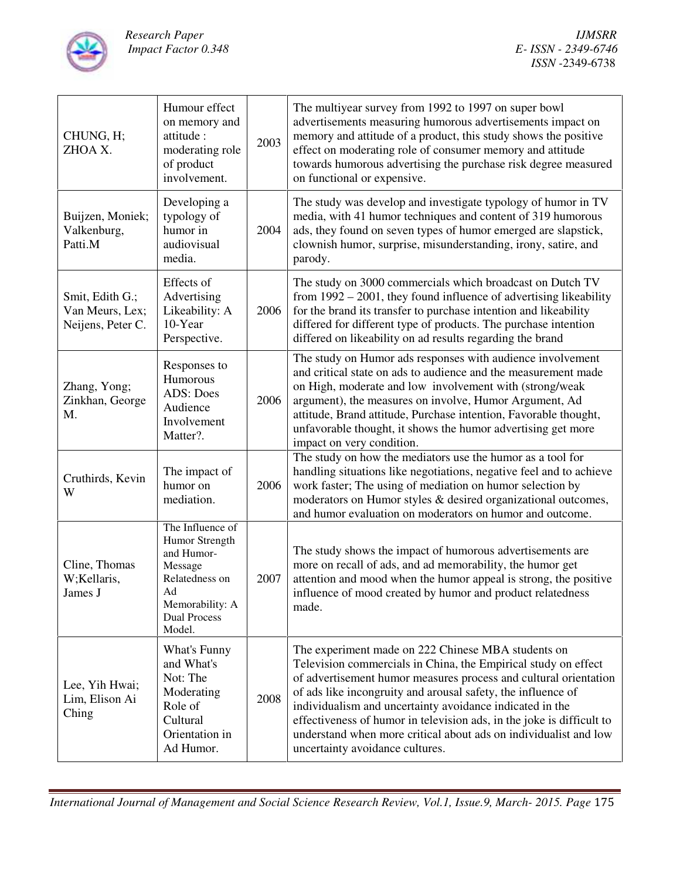| | | | |
|---|---|---|---|
| CHUNG, H; ZHOA X. | Humour effect on memory and attitude : moderating role of product involvement. | 2003 | The multiyear survey from 1992 to 1997 on super bowl advertisements measuring humorous advertisements impact on memory and attitude of a product, this study shows the positive effect on moderating role of consumer memory and attitude towards humorous advertising the purchase risk degree measured on functional or expensive. |
| Buijzen, Moniek; Valkenburg, Patti.M | Developing a typology of humor in audiovisual media. | 2004 | The study was develop and investigate typology of humor in TV media, with 41 humor techniques and content of 319 humorous ads, they found on seven types of humor emerged are slapstick, clownish humor, surprise, misunderstanding, irony, satire, and parody. |
| Smit, Edith G.; Van Meurs, Lex; Neijens, Peter C. | Effects of Advertising Likeability: A 10-Year Perspective. | 2006 | The study on 3000 commercials which broadcast on Dutch TV from 1992 – 2001, they found influence of advertising likeability for the brand its transfer to purchase intention and likeability differed for different type of products. The purchase intention differed on likeability on ad results regarding the brand |
| Zhang, Yong; Zinkhan, George M. | Responses to Humorous ADS: Does Audience Involvement Matter?. | 2006 | The study on Humor ads responses with audience involvement and critical state on ads to audience and the measurement made on High, moderate and low involvement with (strong/weak argument), the measures on involve, Humor Argument, Ad attitude, Brand attitude, Purchase intention, Favorable thought, unfavorable thought, it shows the humor advertising get more impact on very condition. |
| Cruthirds, Kevin W | The impact of humor on mediation. | 2006 | The study on how the mediators use the humor as a tool for handling situations like negotiations, negative feel and to achieve work faster; The using of mediation on humor selection by moderators on Humor styles & desired organizational outcomes, and humor evaluation on moderators on humor and outcome. |
| Cline, Thomas W;Kellaris, James J | The Influence of Humor Strength and Humor-Message Relatedness on Ad Memorability: A Dual Process Model. | 2007 | The study shows the impact of humorous advertisements are more on recall of ads, and ad memorability, the humor get attention and mood when the humor appeal is strong, the positive influence of mood created by humor and product relatedness made. |
| Lee, Yih Hwai; Lim, Elison Ai Ching | What's Funny and What's Not: The Moderating Role of Cultural Orientation in Ad Humor. | 2008 | The experiment made on 222 Chinese MBA students on Television commercials in China, the Empirical study on effect of advertisement humor measures process and cultural orientation of ads like incongruity and arousal safety, the influence of individualism and uncertainty avoidance indicated in the effectiveness of humor in television ads, in the joke is difficult to understand when more critical about ads on individualist and low uncertainty avoidance cultures. |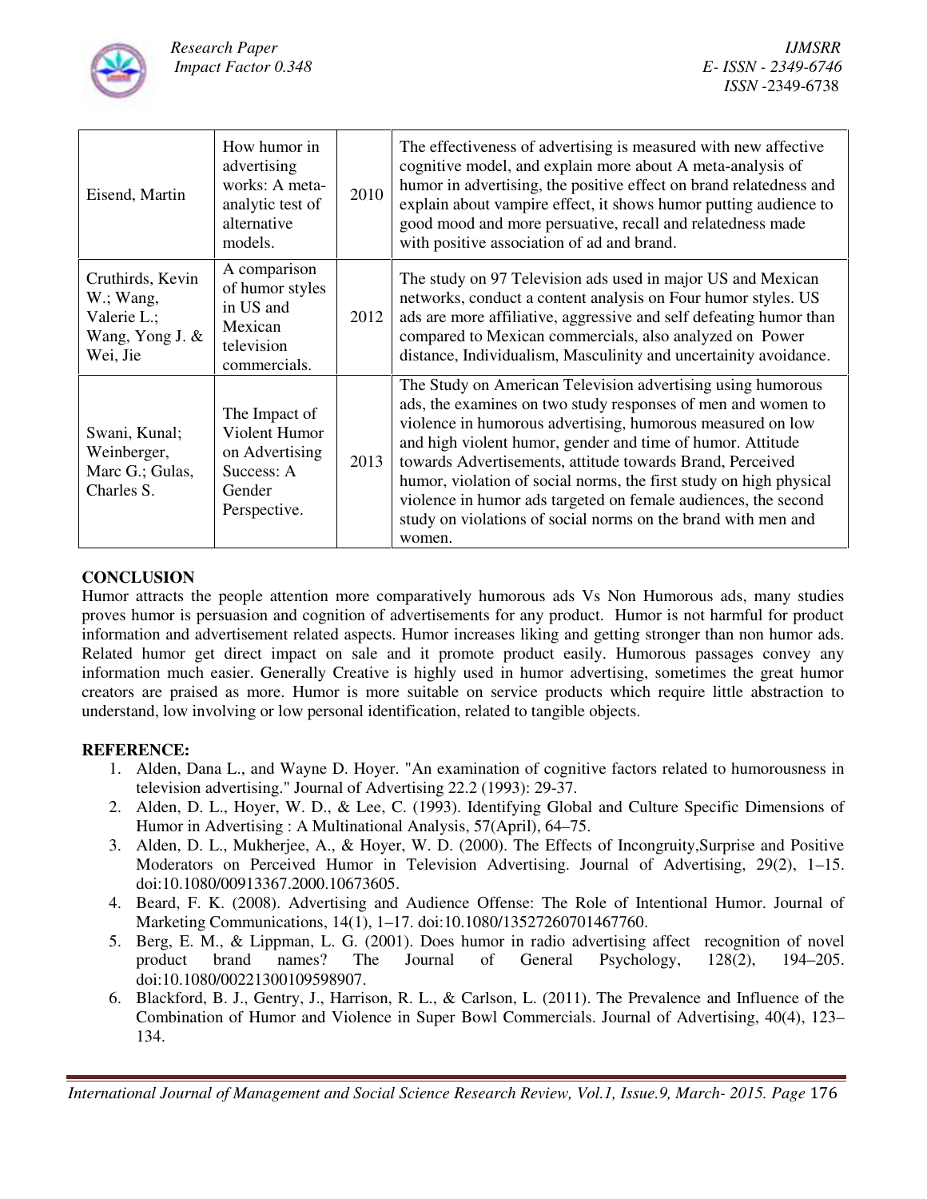| Eisend, Martin | How humor in advertising works: A meta-analytic test of alternative models. | 2010 | The effectiveness of advertising is measured with new affective cognitive model, and explain more about A meta-analysis of humor in advertising, the positive effect on brand relatedness and explain about vampire effect, it shows humor putting audience to good mood and more persuasive, recall and relatedness made with positive association of ad and brand. |
|---|---|---|---|
| Cruthirds, Kevin W.; Wang, Valerie L.; Wang, Yong J. & Wei, Jie | A comparison of humor styles in US and Mexican television commercials. | 2012 | The study on 97 Television ads used in major US and Mexican networks, conduct a content analysis on Four humor styles. US ads are more affiliative, aggressive and self defeating humor than compared to Mexican commercials, also analyzed on Power distance, Individualism, Masculinity and uncertainity avoidance. |
| Swani, Kunal; Weinberger, Marc G.; Gulas, Charles S. | The Impact of Violent Humor on Advertising Success: A Gender Perspective. | 2013 | The Study on American Television advertising using humorous ads, the examines on two study responses of men and women to violence in humorous advertising, humorous measured on low and high violent humor, gender and time of humor. Attitude towards Advertisements, attitude towards Brand, Perceived humor, violation of social norms, the first study on high physical violence in humor ads targeted on female audiences, the second study on violations of social norms on the brand with men and women. |

## CONCLUSION

Humor attracts the people attention more comparatively humorous ads Vs Non Humorous ads, many studies proves humor is persuasion and cognition of advertisements for any product. Humor is not harmful for product information and advertisement related aspects. Humor increases liking and getting stronger than non humor ads. Related humor get direct impact on sale and it promote product easily. Humorous passages convey any information much easier. Generally Creative is highly used in humor advertising, sometimes the great humor creators are praised as more. Humor is more suitable on service products which require little abstraction to understand, low involving or low personal identification, related to tangible objects.

## REFERENCE:

1. Alden, Dana L., and Wayne D. Hoyer. "An examination of cognitive factors related to humorousness in television advertising." Journal of Advertising 22.2 (1993): 29-37.
2. Alden, D. L., Hoyer, W. D., & Lee, C. (1993). Identifying Global and Culture Specific Dimensions of Humor in Advertising : A Multinational Analysis, 57(April), 64–75.
3. Alden, D. L., Mukherjee, A., & Hoyer, W. D. (2000). The Effects of Incongruity,Surprise and Positive Moderators on Perceived Humor in Television Advertising. Journal of Advertising, 29(2), 1–15. doi:10.1080/00913367.2000.10673605.
4. Beard, F. K. (2008). Advertising and Audience Offense: The Role of Intentional Humor. Journal of Marketing Communications, 14(1), 1–17. doi:10.1080/13527260701467760.
5. Berg, E. M., & Lippman, L. G. (2001). Does humor in radio advertising affect recognition of novel product brand names? The Journal of General Psychology, 128(2), 194–205. doi:10.1080/00221300109598907.
6. Blackford, B. J., Gentry, J., Harrison, R. L., & Carlson, L. (2011). The Prevalence and Influence of the Combination of Humor and Violence in Super Bowl Commercials. Journal of Advertising, 40(4), 123–134.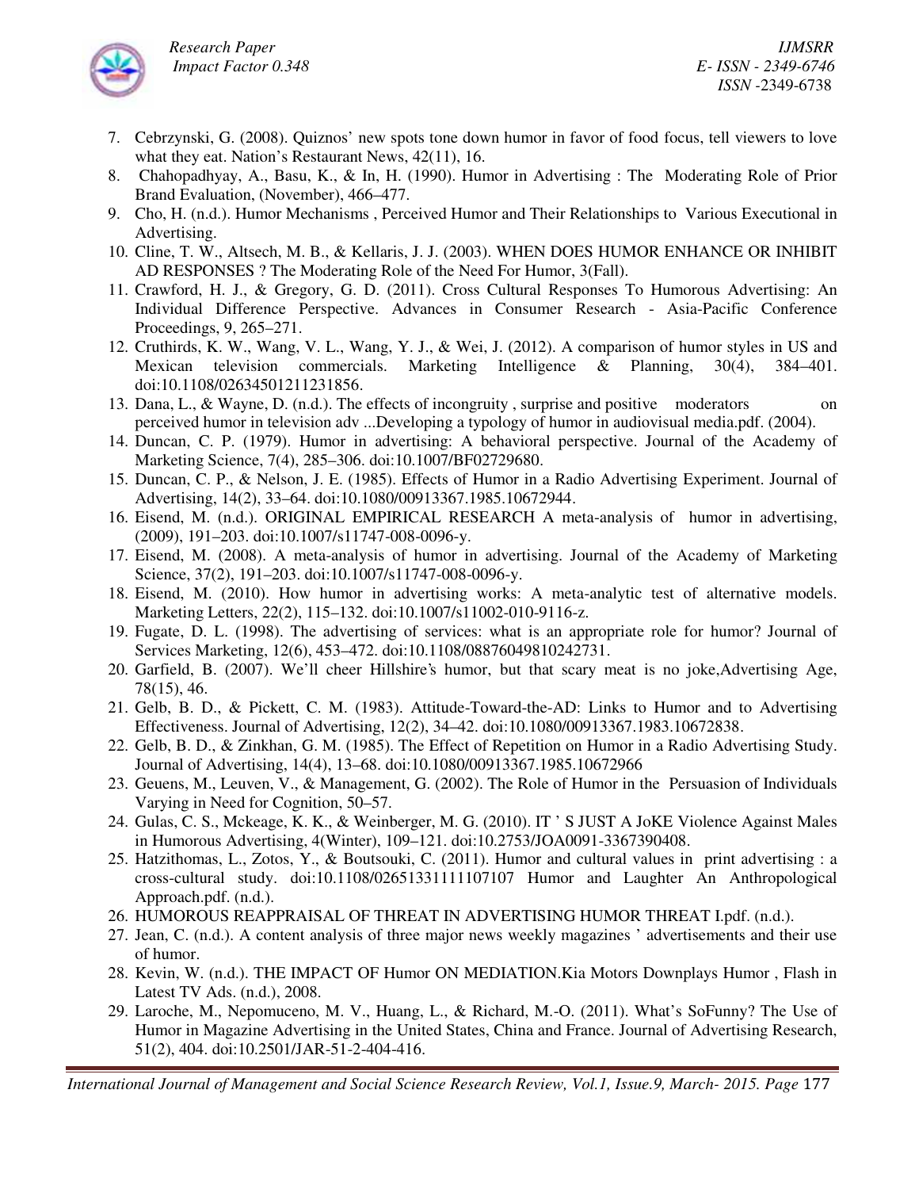7. Cebrzynski, G. (2008). Quiznos' new spots tone down humor in favor of food focus, tell viewers to love what they eat. Nation's Restaurant News, 42(11), 16.
8. Chahopadhyay, A., Basu, K., & In, H. (1990). Humor in Advertising : The Moderating Role of Prior Brand Evaluation, (November), 466–477.
9. Cho, H. (n.d.). Humor Mechanisms , Perceived Humor and Their Relationships to Various Executional in Advertising.
10. Cline, T. W., Altsech, M. B., & Kellaris, J. J. (2003). WHEN DOES HUMOR ENHANCE OR INHIBIT AD RESPONSES ? The Moderating Role of the Need For Humor, 3(Fall).
11. Crawford, H. J., & Gregory, G. D. (2011). Cross Cultural Responses To Humorous Advertising: An Individual Difference Perspective. Advances in Consumer Research - Asia-Pacific Conference Proceedings, 9, 265–271.
12. Cruthirds, K. W., Wang, V. L., Wang, Y. J., & Wei, J. (2012). A comparison of humor styles in US and Mexican television commercials. Marketing Intelligence & Planning, 30(4), 384–401. doi:10.1108/02634501211231856.
13. Dana, L., & Wayne, D. (n.d.). The effects of incongruity , surprise and positive moderators on perceived humor in television adv ...Developing a typology of humor in audiovisual media.pdf. (2004).
14. Duncan, C. P. (1979). Humor in advertising: A behavioral perspective. Journal of the Academy of Marketing Science, 7(4), 285–306. doi:10.1007/BF02729680.
15. Duncan, C. P., & Nelson, J. E. (1985). Effects of Humor in a Radio Advertising Experiment. Journal of Advertising, 14(2), 33–64. doi:10.1080/00913367.1985.10672944.
16. Eisend, M. (n.d.). ORIGINAL EMPIRICAL RESEARCH A meta-analysis of humor in advertising, (2009), 191–203. doi:10.1007/s11747-008-0096-y.
17. Eisend, M. (2008). A meta-analysis of humor in advertising. Journal of the Academy of Marketing Science, 37(2), 191–203. doi:10.1007/s11747-008-0096-y.
18. Eisend, M. (2010). How humor in advertising works: A meta-analytic test of alternative models. Marketing Letters, 22(2), 115–132. doi:10.1007/s11002-010-9116-z.
19. Fugate, D. L. (1998). The advertising of services: what is an appropriate role for humor? Journal of Services Marketing, 12(6), 453–472. doi:10.1108/08876049810242731.
20. Garfield, B. (2007). We'll cheer Hillshire's humor, but that scary meat is no joke,Advertising Age, 78(15), 46.
21. Gelb, B. D., & Pickett, C. M. (1983). Attitude-Toward-the-AD: Links to Humor and to Advertising Effectiveness. Journal of Advertising, 12(2), 34–42. doi:10.1080/00913367.1983.10672838.
22. Gelb, B. D., & Zinkhan, G. M. (1985). The Effect of Repetition on Humor in a Radio Advertising Study. Journal of Advertising, 14(4), 13–68. doi:10.1080/00913367.1985.10672966
23. Geuens, M., Leuven, V., & Management, G. (2002). The Role of Humor in the Persuasion of Individuals Varying in Need for Cognition, 50–57.
24. Gulas, C. S., Mckeage, K. K., & Weinberger, M. G. (2010). IT ' S JUST A JoKE Violence Against Males in Humorous Advertising, 4(Winter), 109–121. doi:10.2753/JOA0091-3367390408.
25. Hatzithomas, L., Zotos, Y., & Boutsouki, C. (2011). Humor and cultural values in print advertising : a cross-cultural study. doi:10.1108/02651331111107107 Humor and Laughter An Anthropological Approach.pdf. (n.d.).
26. HUMOROUS REAPPRAISAL OF THREAT IN ADVERTISING HUMOR THREAT I.pdf. (n.d.).
27. Jean, C. (n.d.). A content analysis of three major news weekly magazines ' advertisements and their use of humor.
28. Kevin, W. (n.d.). THE IMPACT OF Humor ON MEDIATION.Kia Motors Downplays Humor , Flash in Latest TV Ads. (n.d.), 2008.
29. Laroche, M., Nepomuceno, M. V., Huang, L., & Richard, M.-O. (2011). What's SoFunny? The Use of Humor in Magazine Advertising in the United States, China and France. Journal of Advertising Research, 51(2), 404. doi:10.2501/JAR-51-2-404-416.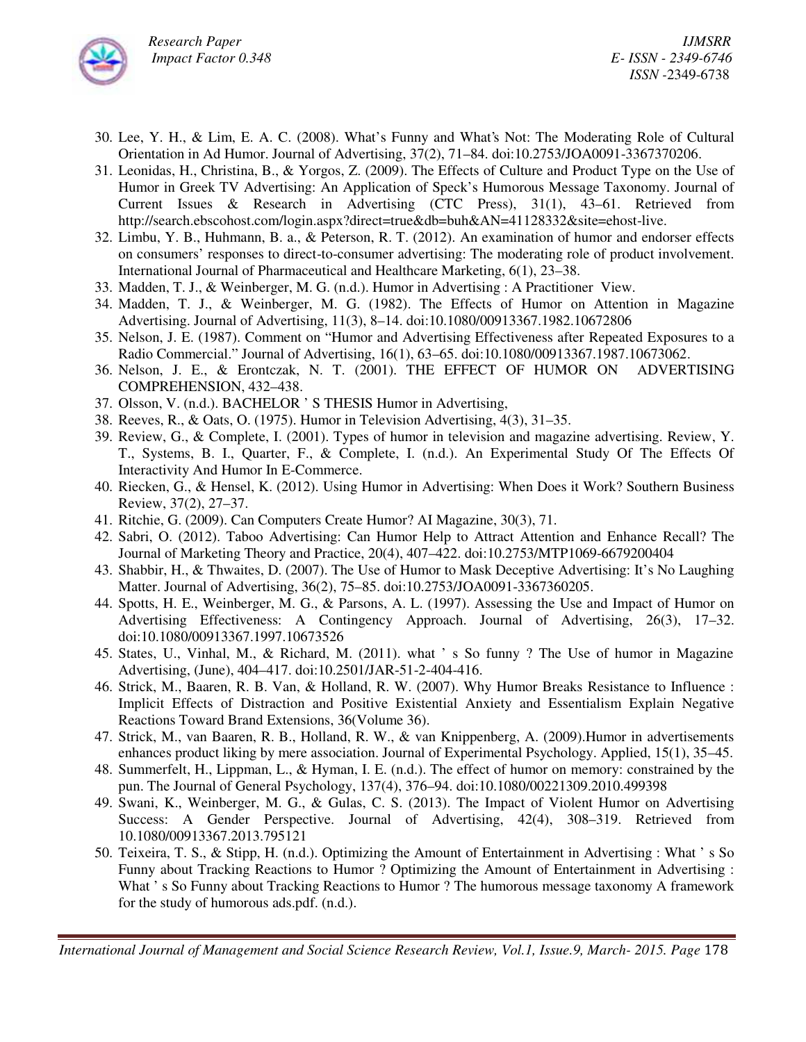30. Lee, Y. H., & Lim, E. A. C. (2008). What's Funny and What's Not: The Moderating Role of Cultural Orientation in Ad Humor. Journal of Advertising, 37(2), 71–84. doi:10.2753/JOA0091-3367370206.
31. Leonidas, H., Christina, B., & Yorgos, Z. (2009). The Effects of Culture and Product Type on the Use of Humor in Greek TV Advertising: An Application of Speck's Humorous Message Taxonomy. Journal of Current Issues & Research in Advertising (CTC Press), 31(1), 43–61. Retrieved from http://search.ebscohost.com/login.aspx?direct=true&db=buh&AN=41128332&site=ehost-live.
32. Limbu, Y. B., Huhmann, B. a., & Peterson, R. T. (2012). An examination of humor and endorser effects on consumers' responses to direct-to-consumer advertising: The moderating role of product involvement. International Journal of Pharmaceutical and Healthcare Marketing, 6(1), 23–38.
33. Madden, T. J., & Weinberger, M. G. (n.d.). Humor in Advertising : A Practitioner View.
34. Madden, T. J., & Weinberger, M. G. (1982). The Effects of Humor on Attention in Magazine Advertising. Journal of Advertising, 11(3), 8–14. doi:10.1080/00913367.1982.10672806
35. Nelson, J. E. (1987). Comment on "Humor and Advertising Effectiveness after Repeated Exposures to a Radio Commercial." Journal of Advertising, 16(1), 63–65. doi:10.1080/00913367.1987.10673062.
36. Nelson, J. E., & Erontczak, N. T. (2001). THE EFFECT OF HUMOR ON ADVERTISING COMPREHENSION, 432–438.
37. Olsson, V. (n.d.). BACHELOR ' S THESIS Humor in Advertising,
38. Reeves, R., & Oats, O. (1975). Humor in Television Advertising, 4(3), 31–35.
39. Review, G., & Complete, I. (2001). Types of humor in television and magazine advertising. Review, Y. T., Systems, B. I., Quarter, F., & Complete, I. (n.d.). An Experimental Study Of The Effects Of Interactivity And Humor In E-Commerce.
40. Riecken, G., & Hensel, K. (2012). Using Humor in Advertising: When Does it Work? Southern Business Review, 37(2), 27–37.
41. Ritchie, G. (2009). Can Computers Create Humor? AI Magazine, 30(3), 71.
42. Sabri, O. (2012). Taboo Advertising: Can Humor Help to Attract Attention and Enhance Recall? The Journal of Marketing Theory and Practice, 20(4), 407–422. doi:10.2753/MTP1069-6679200404
43. Shabbir, H., & Thwaites, D. (2007). The Use of Humor to Mask Deceptive Advertising: It's No Laughing Matter. Journal of Advertising, 36(2), 75–85. doi:10.2753/JOA0091-3367360205.
44. Spotts, H. E., Weinberger, M. G., & Parsons, A. L. (1997). Assessing the Use and Impact of Humor on Advertising Effectiveness: A Contingency Approach. Journal of Advertising, 26(3), 17–32. doi:10.1080/00913367.1997.10673526
45. States, U., Vinhal, M., & Richard, M. (2011). what ' s So funny ? The Use of humor in Magazine Advertising, (June), 404–417. doi:10.2501/JAR-51-2-404-416.
46. Strick, M., Baaren, R. B. Van, & Holland, R. W. (2007). Why Humor Breaks Resistance to Influence : Implicit Effects of Distraction and Positive Existential Anxiety and Essentialism Explain Negative Reactions Toward Brand Extensions, 36(Volume 36).
47. Strick, M., van Baaren, R. B., Holland, R. W., & van Knippenberg, A. (2009).Humor in advertisements enhances product liking by mere association. Journal of Experimental Psychology. Applied, 15(1), 35–45.
48. Summerfelt, H., Lippman, L., & Hyman, I. E. (n.d.). The effect of humor on memory: constrained by the pun. The Journal of General Psychology, 137(4), 376–94. doi:10.1080/00221309.2010.499398
49. Swani, K., Weinberger, M. G., & Gulas, C. S. (2013). The Impact of Violent Humor on Advertising Success: A Gender Perspective. Journal of Advertising, 42(4), 308–319. Retrieved from 10.1080/00913367.2013.795121
50. Teixeira, T. S., & Stipp, H. (n.d.). Optimizing the Amount of Entertainment in Advertising : What ' s So Funny about Tracking Reactions to Humor ? Optimizing the Amount of Entertainment in Advertising : What ' s So Funny about Tracking Reactions to Humor ? The humorous message taxonomy A framework for the study of humorous ads.pdf. (n.d.).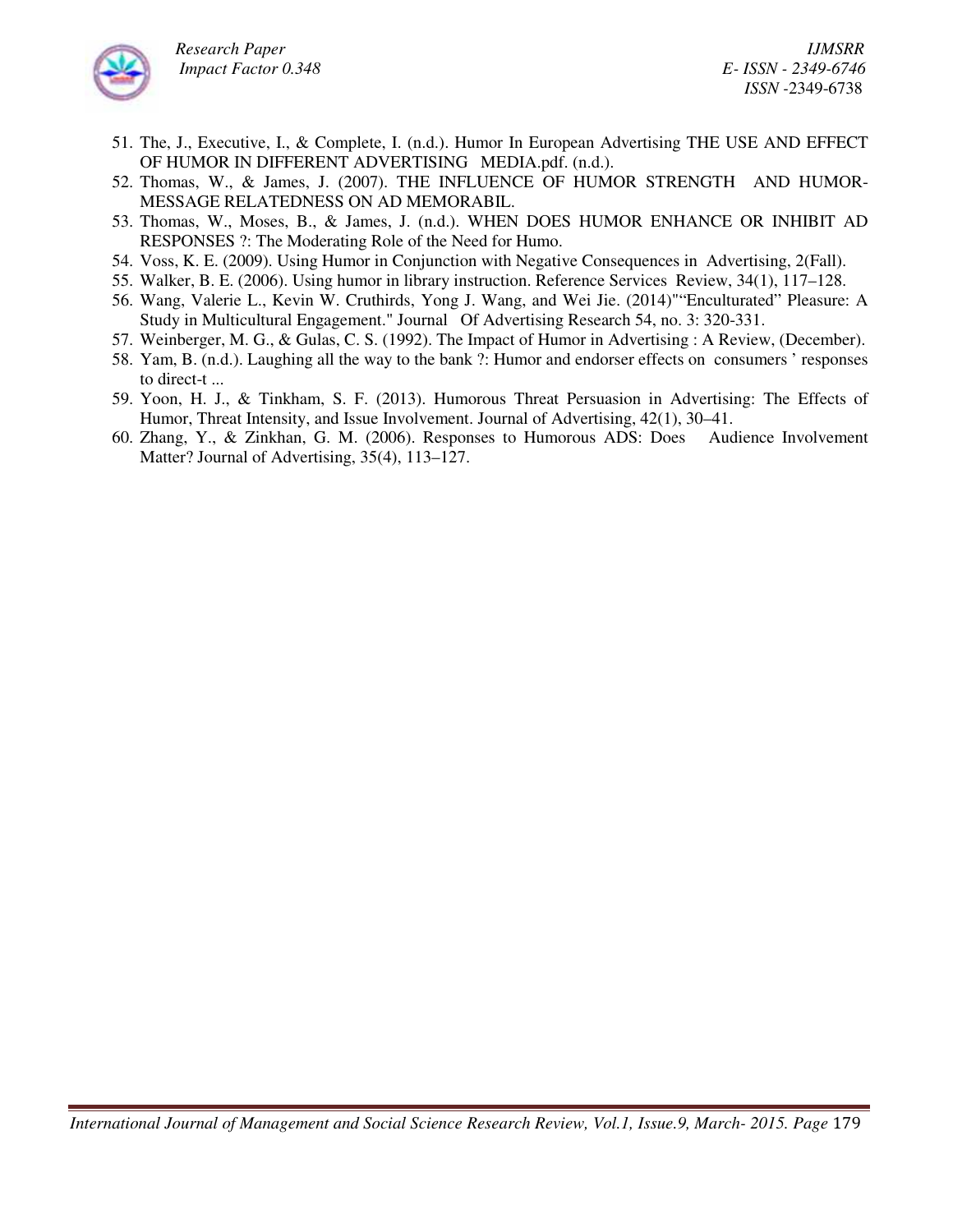51. The, J., Executive, I., & Complete, I. (n.d.). Humor In European Advertising THE USE AND EFFECT OF HUMOR IN DIFFERENT ADVERTISING MEDIA.pdf. (n.d.).
52. Thomas, W., & James, J. (2007). THE INFLUENCE OF HUMOR STRENGTH AND HUMOR-MESSAGE RELATEDNESS ON AD MEMORABIL.
53. Thomas, W., Moses, B., & James, J. (n.d.). WHEN DOES HUMOR ENHANCE OR INHIBIT AD RESPONSES ?: The Moderating Role of the Need for Humo.
54. Voss, K. E. (2009). Using Humor in Conjunction with Negative Consequences in Advertising, 2(Fall).
55. Walker, B. E. (2006). Using humor in library instruction. Reference Services Review, 34(1), 117–128.
56. Wang, Valerie L., Kevin W. Cruthirds, Yong J. Wang, and Wei Jie. (2014)"“Enculturated” Pleasure: A Study in Multicultural Engagement." Journal Of Advertising Research 54, no. 3: 320-331.
57. Weinberger, M. G., & Gulas, C. S. (1992). The Impact of Humor in Advertising : A Review, (December).
58. Yam, B. (n.d.). Laughing all the way to the bank ?: Humor and endorser effects on consumers ' responses to direct-t ...
59. Yoon, H. J., & Tinkham, S. F. (2013). Humorous Threat Persuasion in Advertising: The Effects of Humor, Threat Intensity, and Issue Involvement. Journal of Advertising, 42(1), 30–41.
60. Zhang, Y., & Zinkhan, G. M. (2006). Responses to Humorous ADS: Does Audience Involvement Matter? Journal of Advertising, 35(4), 113–127.